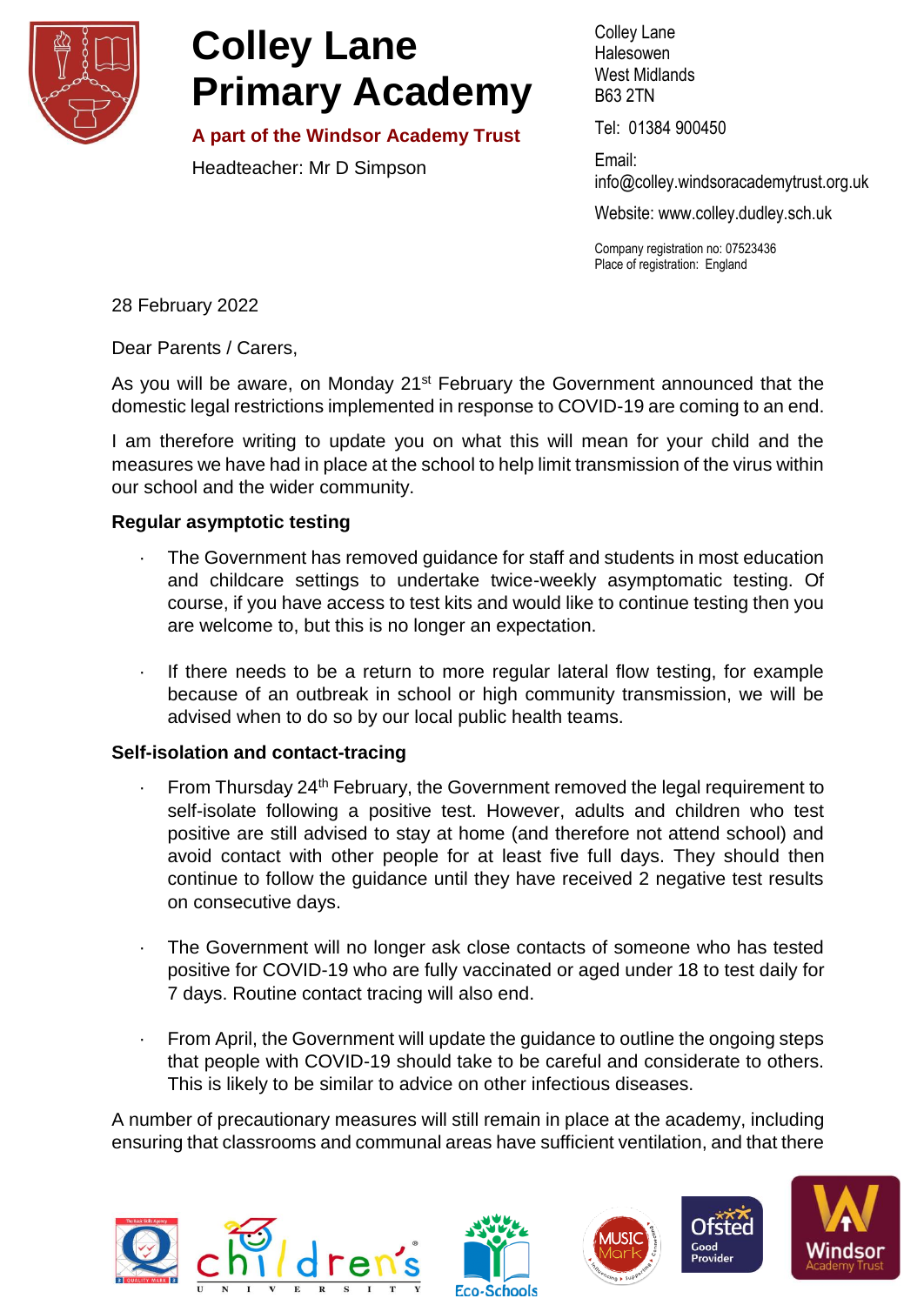# Colley Lane Primary Academy

**A part of the Windsor Academy Trust**

Headteacher: Mr D Simpson

Colley Lane
Halesowen
West Midlands
B63 2TN

Tel: 01384 900450

Email: info@colley.windsoracademytrust.org.uk

Website: www.colley.dudley.sch.uk

Company registration no: 07523436
Place of registration: England

28 February 2022

Dear Parents / Carers,

As you will be aware, on Monday 21st February the Government announced that the domestic legal restrictions implemented in response to COVID-19 are coming to an end.

I am therefore writing to update you on what this will mean for your child and the measures we have had in place at the school to help limit transmission of the virus within our school and the wider community.

**Regular asymptotic testing**

- The Government has removed guidance for staff and students in most education and childcare settings to undertake twice-weekly asymptomatic testing. Of course, if you have access to test kits and would like to continue testing then you are welcome to, but this is no longer an expectation.

- If there needs to be a return to more regular lateral flow testing, for example because of an outbreak in school or high community transmission, we will be advised when to do so by our local public health teams.

**Self-isolation and contact-tracing**

- From Thursday 24th February, the Government removed the legal requirement to self-isolate following a positive test. However, adults and children who test positive are still advised to stay at home (and therefore not attend school) and avoid contact with other people for at least five full days. They should then continue to follow the guidance until they have received 2 negative test results on consecutive days.

- The Government will no longer ask close contacts of someone who has tested positive for COVID-19 who are fully vaccinated or aged under 18 to test daily for 7 days. Routine contact tracing will also end.

- From April, the Government will update the guidance to outline the ongoing steps that people with COVID-19 should take to be careful and considerate to others. This is likely to be similar to advice on other infectious diseases.

A number of precautionary measures will still remain in place at the academy, including ensuring that classrooms and communal areas have sufficient ventilation, and that there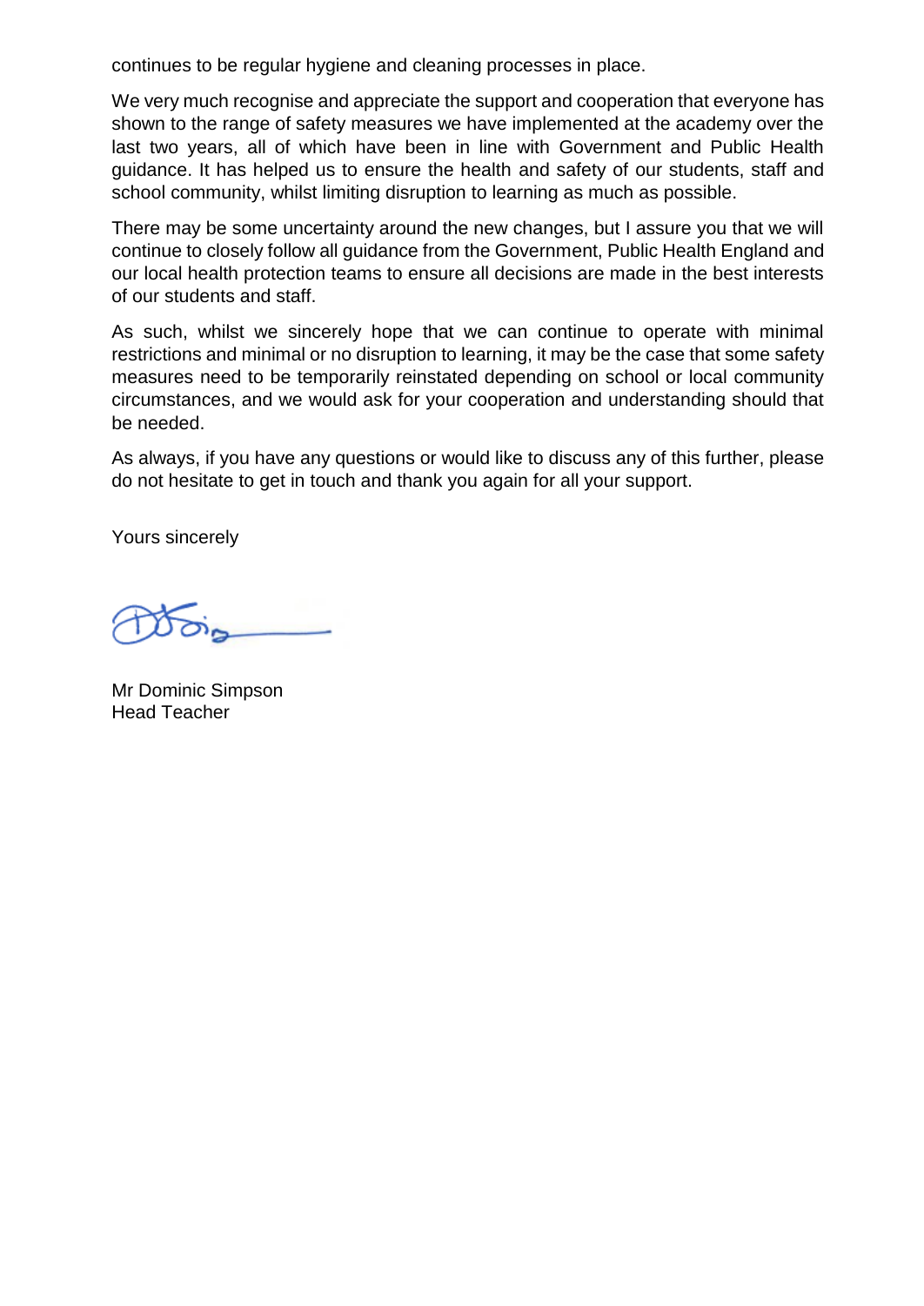continues to be regular hygiene and cleaning processes in place.

We very much recognise and appreciate the support and cooperation that everyone has shown to the range of safety measures we have implemented at the academy over the last two years, all of which have been in line with Government and Public Health guidance. It has helped us to ensure the health and safety of our students, staff and school community, whilst limiting disruption to learning as much as possible.

There may be some uncertainty around the new changes, but I assure you that we will continue to closely follow all guidance from the Government, Public Health England and our local health protection teams to ensure all decisions are made in the best interests of our students and staff.

As such, whilst we sincerely hope that we can continue to operate with minimal restrictions and minimal or no disruption to learning, it may be the case that some safety measures need to be temporarily reinstated depending on school or local community circumstances, and we would ask for your cooperation and understanding should that be needed.

As always, if you have any questions or would like to discuss any of this further, please do not hesitate to get in touch and thank you again for all your support.

Yours sincerely

Mr Dominic Simpson
Head Teacher